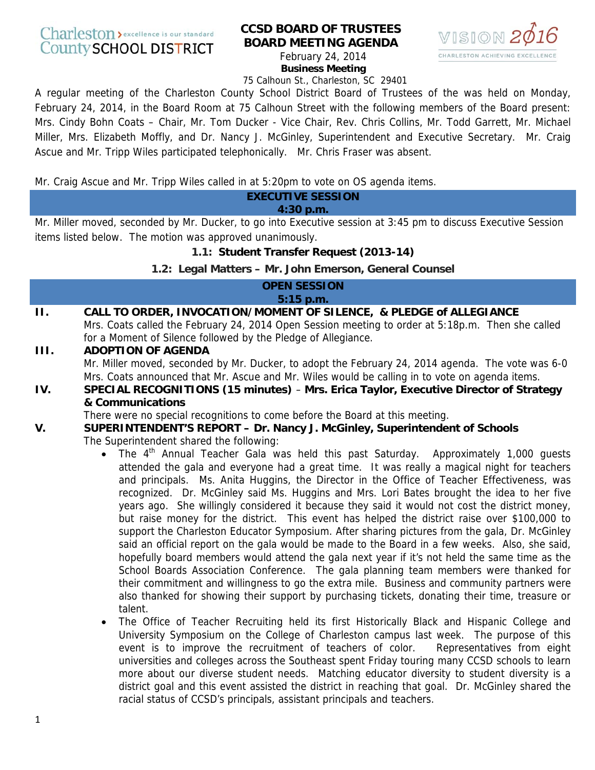Charleston > excellence is our standard
County SCHOOL DISTRICT

# CCSD BOARD OF TRUSTEES BOARD MEETING AGENDA

February 24, 2014
**Business Meeting**
75 Calhoun St., Charleston, SC 29401

VISION 2016
CHARLESTON ACHIEVING EXCELLENCE

A regular meeting of the Charleston County School District Board of Trustees of the was held on Monday, February 24, 2014, in the Board Room at 75 Calhoun Street with the following members of the Board present: Mrs. Cindy Bohn Coats – Chair, Mr. Tom Ducker - Vice Chair, Rev. Chris Collins, Mr. Todd Garrett, Mr. Michael Miller, Mrs. Elizabeth Moffly, and Dr. Nancy J. McGinley, Superintendent and Executive Secretary. Mr. Craig Ascue and Mr. Tripp Wiles participated telephonically. Mr. Chris Fraser was absent.

Mr. Craig Ascue and Mr. Tripp Wiles called in at 5:20pm to vote on OS agenda items.

## EXECUTIVE SESSION
**4:30 p.m.**

Mr. Miller moved, seconded by Mr. Ducker, to go into Executive session at 3:45 pm to discuss Executive Session items listed below. The motion was approved unanimously.

**1.1: Student Transfer Request (2013-14)**

**1.2: Legal Matters – Mr. John Emerson, General Counsel**

## OPEN SESSION
**5:15 p.m.**

**II. CALL TO ORDER, INVOCATION/MOMENT OF SILENCE, & PLEDGE of ALLEGIANCE**

Mrs. Coats called the February 24, 2014 Open Session meeting to order at 5:18p.m. Then she called for a Moment of Silence followed by the Pledge of Allegiance.

**III. ADOPTION OF AGENDA**

Mr. Miller moved, seconded by Mr. Ducker, to adopt the February 24, 2014 agenda. The vote was 6-0 Mrs. Coats announced that Mr. Ascue and Mr. Wiles would be calling in to vote on agenda items.

**IV. SPECIAL RECOGNITIONS (15 minutes) – Mrs. Erica Taylor, Executive Director of Strategy & Communications**

There were no special recognitions to come before the Board at this meeting.

**V. SUPERINTENDENT'S REPORT – Dr. Nancy J. McGinley, Superintendent of Schools**

The Superintendent shared the following:

- The 4th Annual Teacher Gala was held this past Saturday. Approximately 1,000 guests attended the gala and everyone had a great time. It was really a magical night for teachers and principals. Ms. Anita Huggins, the Director in the Office of Teacher Effectiveness, was recognized. Dr. McGinley said Ms. Huggins and Mrs. Lori Bates brought the idea to her five years ago. She willingly considered it because they said it would not cost the district money, but raise money for the district. This event has helped the district raise over $100,000 to support the Charleston Educator Symposium. After sharing pictures from the gala, Dr. McGinley said an official report on the gala would be made to the Board in a few weeks. Also, she said, hopefully board members would attend the gala next year if it's not held the same time as the School Boards Association Conference. The gala planning team members were thanked for their commitment and willingness to go the extra mile. Business and community partners were also thanked for showing their support by purchasing tickets, donating their time, treasure or talent.
- The Office of Teacher Recruiting held its first Historically Black and Hispanic College and University Symposium on the College of Charleston campus last week. The purpose of this event is to improve the recruitment of teachers of color. Representatives from eight universities and colleges across the Southeast spent Friday touring many CCSD schools to learn more about our diverse student needs. Matching educator diversity to student diversity is a district goal and this event assisted the district in reaching that goal. Dr. McGinley shared the racial status of CCSD's principals, assistant principals and teachers.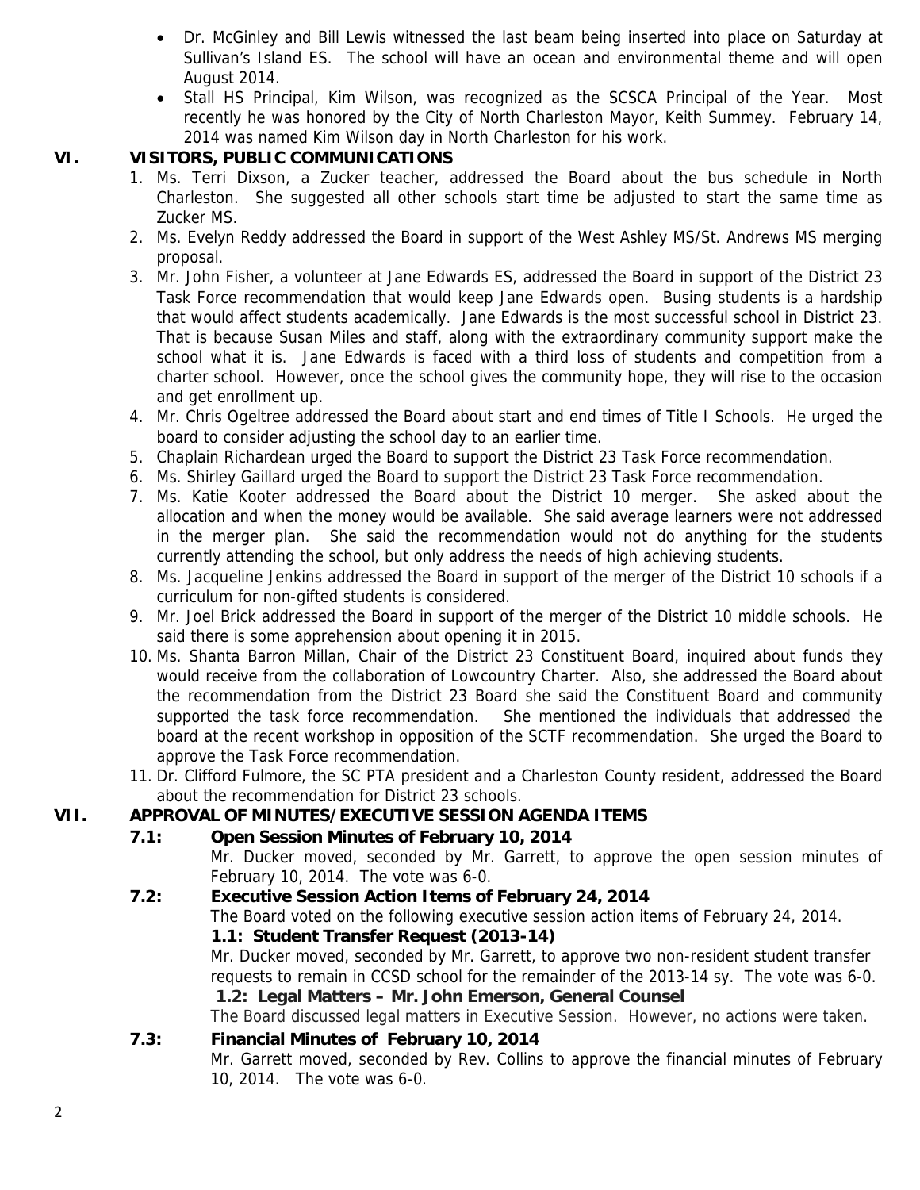- Dr. McGinley and Bill Lewis witnessed the last beam being inserted into place on Saturday at Sullivan's Island ES. The school will have an ocean and environmental theme and will open August 2014.
- Stall HS Principal, Kim Wilson, was recognized as the SCSCA Principal of the Year. Most recently he was honored by the City of North Charleston Mayor, Keith Summey. February 14, 2014 was named Kim Wilson day in North Charleston for his work.

## VI. VISITORS, PUBLIC COMMUNICATIONS

1. Ms. Terri Dixson, a Zucker teacher, addressed the Board about the bus schedule in North Charleston. She suggested all other schools start time be adjusted to start the same time as Zucker MS.
2. Ms. Evelyn Reddy addressed the Board in support of the West Ashley MS/St. Andrews MS merging proposal.
3. Mr. John Fisher, a volunteer at Jane Edwards ES, addressed the Board in support of the District 23 Task Force recommendation that would keep Jane Edwards open. Busing students is a hardship that would affect students academically. Jane Edwards is the most successful school in District 23. That is because Susan Miles and staff, along with the extraordinary community support make the school what it is. Jane Edwards is faced with a third loss of students and competition from a charter school. However, once the school gives the community hope, they will rise to the occasion and get enrollment up.
4. Mr. Chris Ogeltree addressed the Board about start and end times of Title I Schools. He urged the board to consider adjusting the school day to an earlier time.
5. Chaplain Richardean urged the Board to support the District 23 Task Force recommendation.
6. Ms. Shirley Gaillard urged the Board to support the District 23 Task Force recommendation.
7. Ms. Katie Kooter addressed the Board about the District 10 merger. She asked about the allocation and when the money would be available. She said average learners were not addressed in the merger plan. She said the recommendation would not do anything for the students currently attending the school, but only address the needs of high achieving students.
8. Ms. Jacqueline Jenkins addressed the Board in support of the merger of the District 10 schools if a curriculum for non-gifted students is considered.
9. Mr. Joel Brick addressed the Board in support of the merger of the District 10 middle schools. He said there is some apprehension about opening it in 2015.
10. Ms. Shanta Barron Millan, Chair of the District 23 Constituent Board, inquired about funds they would receive from the collaboration of Lowcountry Charter. Also, she addressed the Board about the recommendation from the District 23 Board she said the Constituent Board and community supported the task force recommendation. She mentioned the individuals that addressed the board at the recent workshop in opposition of the SCTF recommendation. She urged the Board to approve the Task Force recommendation.
11. Dr. Clifford Fulmore, the SC PTA president and a Charleston County resident, addressed the Board about the recommendation for District 23 schools.

## VII. APPROVAL OF MINUTES/EXECUTIVE SESSION AGENDA ITEMS

### 7.1: Open Session Minutes of February 10, 2014

Mr. Ducker moved, seconded by Mr. Garrett, to approve the open session minutes of February 10, 2014. The vote was 6-0.

### 7.2: Executive Session Action Items of February 24, 2014

The Board voted on the following executive session action items of February 24, 2014.

**1.1: Student Transfer Request (2013-14)**

Mr. Ducker moved, seconded by Mr. Garrett, to approve two non-resident student transfer requests to remain in CCSD school for the remainder of the 2013-14 sy. The vote was 6-0.

**1.2: Legal Matters – Mr. John Emerson, General Counsel**

The Board discussed legal matters in Executive Session. However, no actions were taken.

### 7.3: Financial Minutes of February 10, 2014

Mr. Garrett moved, seconded by Rev. Collins to approve the financial minutes of February 10, 2014. The vote was 6-0.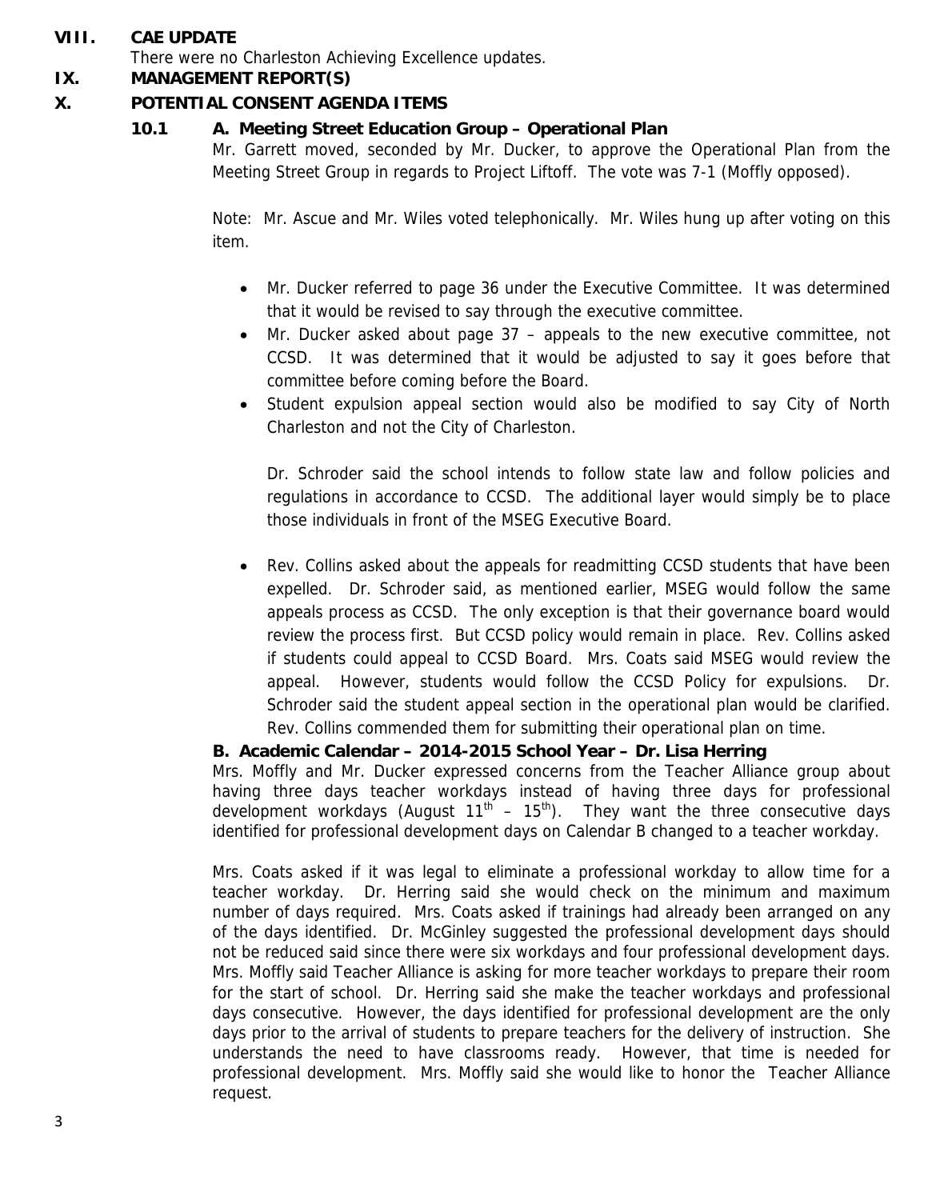## VIII. CAE UPDATE

There were no Charleston Achieving Excellence updates.

## IX. MANAGEMENT REPORT(S)

## X. POTENTIAL CONSENT AGENDA ITEMS

### 10.1 A. Meeting Street Education Group – Operational Plan

Mr. Garrett moved, seconded by Mr. Ducker, to approve the Operational Plan from the Meeting Street Group in regards to Project Liftoff. The vote was 7-1 (Moffly opposed).

Note: Mr. Ascue and Mr. Wiles voted telephonically. Mr. Wiles hung up after voting on this item.

- Mr. Ducker referred to page 36 under the Executive Committee. It was determined that it would be revised to say through the executive committee.
- Mr. Ducker asked about page 37 – appeals to the new executive committee, not CCSD. It was determined that it would be adjusted to say it goes before that committee before coming before the Board.
- Student expulsion appeal section would also be modified to say City of North Charleston and not the City of Charleston.

  Dr. Schroder said the school intends to follow state law and follow policies and regulations in accordance to CCSD. The additional layer would simply be to place those individuals in front of the MSEG Executive Board.

- Rev. Collins asked about the appeals for readmitting CCSD students that have been expelled. Dr. Schroder said, as mentioned earlier, MSEG would follow the same appeals process as CCSD. The only exception is that their governance board would review the process first. But CCSD policy would remain in place. Rev. Collins asked if students could appeal to CCSD Board. Mrs. Coats said MSEG would review the appeal. However, students would follow the CCSD Policy for expulsions. Dr. Schroder said the student appeal section in the operational plan would be clarified. Rev. Collins commended them for submitting their operational plan on time.

### B. Academic Calendar – 2014-2015 School Year – Dr. Lisa Herring

Mrs. Moffly and Mr. Ducker expressed concerns from the Teacher Alliance group about having three days teacher workdays instead of having three days for professional development workdays (August 11th – 15th). They want the three consecutive days identified for professional development days on Calendar B changed to a teacher workday.

Mrs. Coats asked if it was legal to eliminate a professional workday to allow time for a teacher workday. Dr. Herring said she would check on the minimum and maximum number of days required. Mrs. Coats asked if trainings had already been arranged on any of the days identified. Dr. McGinley suggested the professional development days should not be reduced said since there were six workdays and four professional development days. Mrs. Moffly said Teacher Alliance is asking for more teacher workdays to prepare their room for the start of school. Dr. Herring said she make the teacher workdays and professional days consecutive. However, the days identified for professional development are the only days prior to the arrival of students to prepare teachers for the delivery of instruction. She understands the need to have classrooms ready. However, that time is needed for professional development. Mrs. Moffly said she would like to honor the Teacher Alliance request.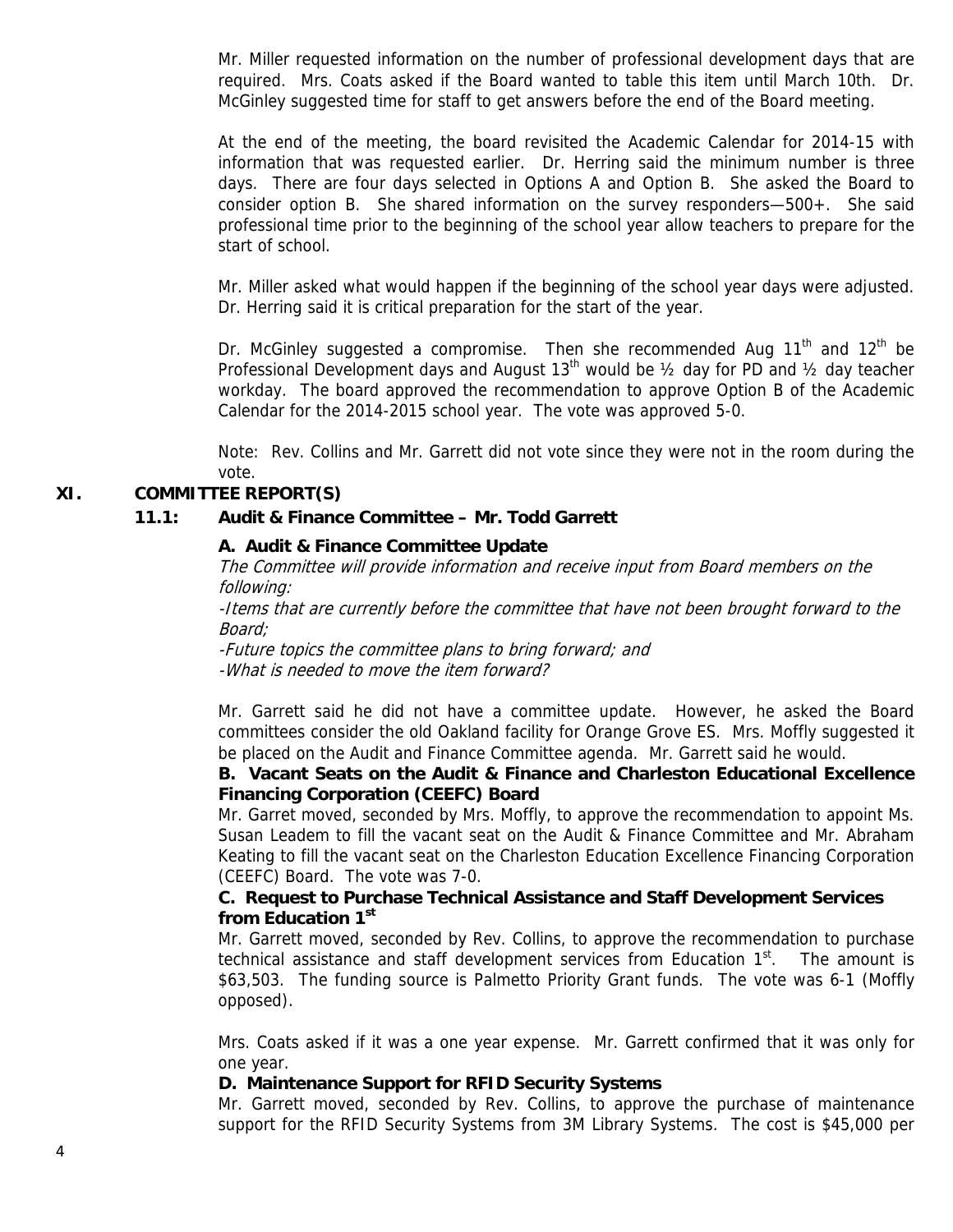Mr. Miller requested information on the number of professional development days that are required. Mrs. Coats asked if the Board wanted to table this item until March 10th. Dr. McGinley suggested time for staff to get answers before the end of the Board meeting.

At the end of the meeting, the board revisited the Academic Calendar for 2014-15 with information that was requested earlier. Dr. Herring said the minimum number is three days. There are four days selected in Options A and Option B. She asked the Board to consider option B. She shared information on the survey responders—500+. She said professional time prior to the beginning of the school year allow teachers to prepare for the start of school.

Mr. Miller asked what would happen if the beginning of the school year days were adjusted. Dr. Herring said it is critical preparation for the start of the year.

Dr. McGinley suggested a compromise. Then she recommended Aug 11th and 12th be Professional Development days and August 13th would be ½ day for PD and ½ day teacher workday. The board approved the recommendation to approve Option B of the Academic Calendar for the 2014-2015 school year. The vote was approved 5-0.

Note: Rev. Collins and Mr. Garrett did not vote since they were not in the room during the vote.

## XI. COMMITTEE REPORT(S)

### 11.1: Audit & Finance Committee – Mr. Todd Garrett

**A. Audit & Finance Committee Update**

*The Committee will provide information and receive input from Board members on the following:*

*-Items that are currently before the committee that have not been brought forward to the Board;*

*-Future topics the committee plans to bring forward; and*

*-What is needed to move the item forward?*

Mr. Garrett said he did not have a committee update. However, he asked the Board committees consider the old Oakland facility for Orange Grove ES. Mrs. Moffly suggested it be placed on the Audit and Finance Committee agenda. Mr. Garrett said he would.

**B. Vacant Seats on the Audit & Finance and Charleston Educational Excellence Financing Corporation (CEEFC) Board**

Mr. Garret moved, seconded by Mrs. Moffly, to approve the recommendation to appoint Ms. Susan Leadem to fill the vacant seat on the Audit & Finance Committee and Mr. Abraham Keating to fill the vacant seat on the Charleston Education Excellence Financing Corporation (CEEFC) Board. The vote was 7-0.

**C. Request to Purchase Technical Assistance and Staff Development Services from Education 1st**

Mr. Garrett moved, seconded by Rev. Collins, to approve the recommendation to purchase technical assistance and staff development services from Education 1st. The amount is $63,503. The funding source is Palmetto Priority Grant funds. The vote was 6-1 (Moffly opposed).

Mrs. Coats asked if it was a one year expense. Mr. Garrett confirmed that it was only for one year.

**D. Maintenance Support for RFID Security Systems**

Mr. Garrett moved, seconded by Rev. Collins, to approve the purchase of maintenance support for the RFID Security Systems from 3M Library Systems. The cost is $45,000 per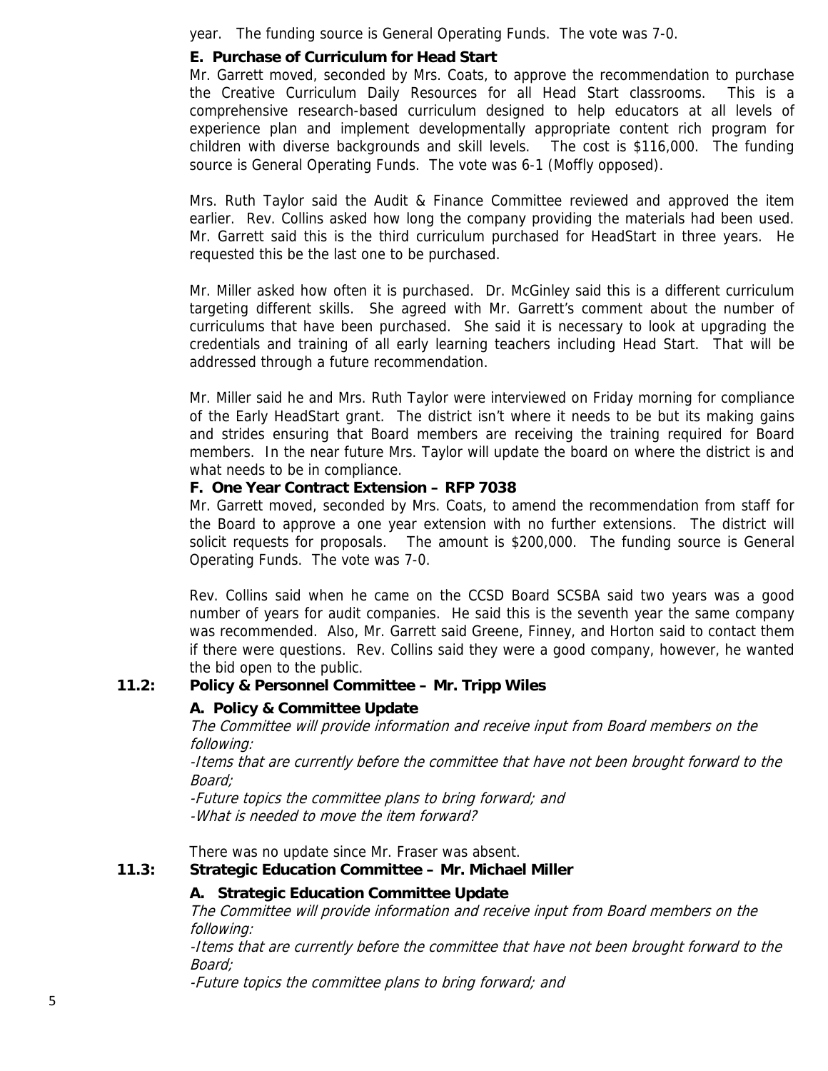year. The funding source is General Operating Funds. The vote was 7-0.

**E. Purchase of Curriculum for Head Start**

Mr. Garrett moved, seconded by Mrs. Coats, to approve the recommendation to purchase the Creative Curriculum Daily Resources for all Head Start classrooms. This is a comprehensive research-based curriculum designed to help educators at all levels of experience plan and implement developmentally appropriate content rich program for children with diverse backgrounds and skill levels. The cost is $116,000. The funding source is General Operating Funds. The vote was 6-1 (Moffly opposed).

Mrs. Ruth Taylor said the Audit & Finance Committee reviewed and approved the item earlier. Rev. Collins asked how long the company providing the materials had been used. Mr. Garrett said this is the third curriculum purchased for HeadStart in three years. He requested this be the last one to be purchased.

Mr. Miller asked how often it is purchased. Dr. McGinley said this is a different curriculum targeting different skills. She agreed with Mr. Garrett's comment about the number of curriculums that have been purchased. She said it is necessary to look at upgrading the credentials and training of all early learning teachers including Head Start. That will be addressed through a future recommendation.

Mr. Miller said he and Mrs. Ruth Taylor were interviewed on Friday morning for compliance of the Early HeadStart grant. The district isn't where it needs to be but its making gains and strides ensuring that Board members are receiving the training required for Board members. In the near future Mrs. Taylor will update the board on where the district is and what needs to be in compliance.

**F. One Year Contract Extension – RFP 7038**

Mr. Garrett moved, seconded by Mrs. Coats, to amend the recommendation from staff for the Board to approve a one year extension with no further extensions. The district will solicit requests for proposals. The amount is $200,000. The funding source is General Operating Funds. The vote was 7-0.

Rev. Collins said when he came on the CCSD Board SCSBA said two years was a good number of years for audit companies. He said this is the seventh year the same company was recommended. Also, Mr. Garrett said Greene, Finney, and Horton said to contact them if there were questions. Rev. Collins said they were a good company, however, he wanted the bid open to the public.

**11.2: Policy & Personnel Committee – Mr. Tripp Wiles**

**A. Policy & Committee Update**

*The Committee will provide information and receive input from Board members on the following:*

*-Items that are currently before the committee that have not been brought forward to the Board;*

*-Future topics the committee plans to bring forward; and*

*-What is needed to move the item forward?*

There was no update since Mr. Fraser was absent.

**11.3: Strategic Education Committee – Mr. Michael Miller**

**A. Strategic Education Committee Update**

*The Committee will provide information and receive input from Board members on the following:*

*-Items that are currently before the committee that have not been brought forward to the Board;*

*-Future topics the committee plans to bring forward; and*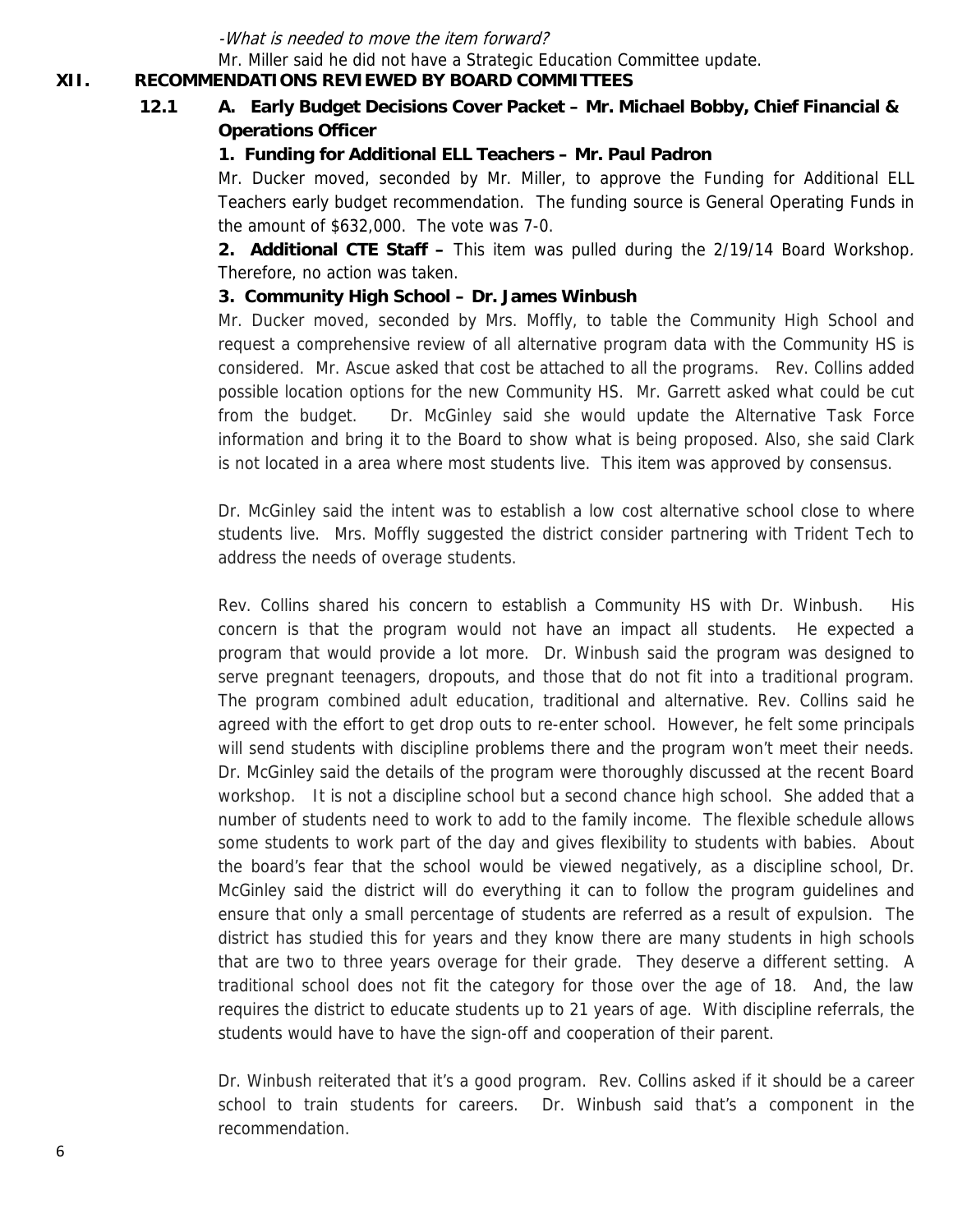*-What is needed to move the item forward?*

Mr. Miller said he did not have a Strategic Education Committee update.

## XII. RECOMMENDATIONS REVIEWED BY BOARD COMMITTEES

### 12.1 A. Early Budget Decisions Cover Packet – Mr. Michael Bobby, Chief Financial & Operations Officer

**1. Funding for Additional ELL Teachers – Mr. Paul Padron**

Mr. Ducker moved, seconded by Mr. Miller, to approve the Funding for Additional ELL Teachers early budget recommendation. The funding source is General Operating Funds in the amount of $632,000. The vote was 7-0.

**2. Additional CTE Staff –** This item was pulled during the 2/19/14 Board Workshop*.* Therefore, no action was taken.

**3. Community High School – Dr. James Winbush**

Mr. Ducker moved, seconded by Mrs. Moffly, to table the Community High School and request a comprehensive review of all alternative program data with the Community HS is considered. Mr. Ascue asked that cost be attached to all the programs. Rev. Collins added possible location options for the new Community HS. Mr. Garrett asked what could be cut from the budget. Dr. McGinley said she would update the Alternative Task Force information and bring it to the Board to show what is being proposed. Also, she said Clark is not located in a area where most students live. This item was approved by consensus.

Dr. McGinley said the intent was to establish a low cost alternative school close to where students live. Mrs. Moffly suggested the district consider partnering with Trident Tech to address the needs of overage students.

Rev. Collins shared his concern to establish a Community HS with Dr. Winbush. His concern is that the program would not have an impact all students. He expected a program that would provide a lot more. Dr. Winbush said the program was designed to serve pregnant teenagers, dropouts, and those that do not fit into a traditional program. The program combined adult education, traditional and alternative. Rev. Collins said he agreed with the effort to get drop outs to re-enter school. However, he felt some principals will send students with discipline problems there and the program won't meet their needs. Dr. McGinley said the details of the program were thoroughly discussed at the recent Board workshop. It is not a discipline school but a second chance high school. She added that a number of students need to work to add to the family income. The flexible schedule allows some students to work part of the day and gives flexibility to students with babies. About the board's fear that the school would be viewed negatively, as a discipline school, Dr. McGinley said the district will do everything it can to follow the program guidelines and ensure that only a small percentage of students are referred as a result of expulsion. The district has studied this for years and they know there are many students in high schools that are two to three years overage for their grade. They deserve a different setting. A traditional school does not fit the category for those over the age of 18. And, the law requires the district to educate students up to 21 years of age. With discipline referrals, the students would have to have the sign-off and cooperation of their parent.

Dr. Winbush reiterated that it's a good program. Rev. Collins asked if it should be a career school to train students for careers. Dr. Winbush said that's a component in the recommendation.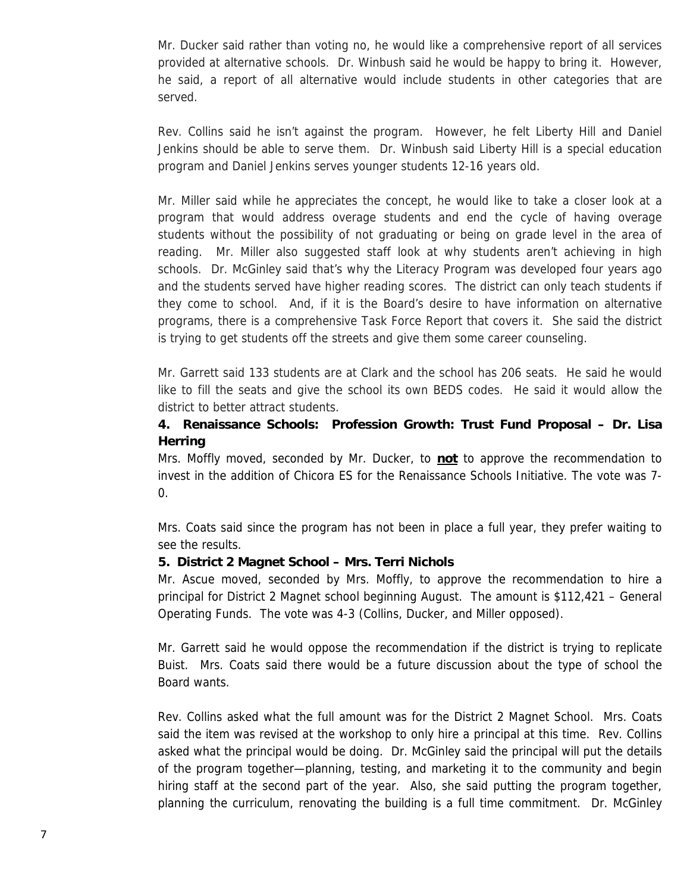Mr. Ducker said rather than voting no, he would like a comprehensive report of all services provided at alternative schools. Dr. Winbush said he would be happy to bring it. However, he said, a report of all alternative would include students in other categories that are served.

Rev. Collins said he isn't against the program. However, he felt Liberty Hill and Daniel Jenkins should be able to serve them. Dr. Winbush said Liberty Hill is a special education program and Daniel Jenkins serves younger students 12-16 years old.

Mr. Miller said while he appreciates the concept, he would like to take a closer look at a program that would address overage students and end the cycle of having overage students without the possibility of not graduating or being on grade level in the area of reading. Mr. Miller also suggested staff look at why students aren't achieving in high schools. Dr. McGinley said that's why the Literacy Program was developed four years ago and the students served have higher reading scores. The district can only teach students if they come to school. And, if it is the Board's desire to have information on alternative programs, there is a comprehensive Task Force Report that covers it. She said the district is trying to get students off the streets and give them some career counseling.

Mr. Garrett said 133 students are at Clark and the school has 206 seats. He said he would like to fill the seats and give the school its own BEDS codes. He said it would allow the district to better attract students.

**4. Renaissance Schools: Profession Growth: Trust Fund Proposal – Dr. Lisa Herring**

Mrs. Moffly moved, seconded by Mr. Ducker, to **not** to approve the recommendation to invest in the addition of Chicora ES for the Renaissance Schools Initiative. The vote was 7-0.

Mrs. Coats said since the program has not been in place a full year, they prefer waiting to see the results.

**5. District 2 Magnet School – Mrs. Terri Nichols**

Mr. Ascue moved, seconded by Mrs. Moffly, to approve the recommendation to hire a principal for District 2 Magnet school beginning August. The amount is $112,421 – General Operating Funds. The vote was 4-3 (Collins, Ducker, and Miller opposed).

Mr. Garrett said he would oppose the recommendation if the district is trying to replicate Buist. Mrs. Coats said there would be a future discussion about the type of school the Board wants.

Rev. Collins asked what the full amount was for the District 2 Magnet School. Mrs. Coats said the item was revised at the workshop to only hire a principal at this time. Rev. Collins asked what the principal would be doing. Dr. McGinley said the principal will put the details of the program together—planning, testing, and marketing it to the community and begin hiring staff at the second part of the year. Also, she said putting the program together, planning the curriculum, renovating the building is a full time commitment. Dr. McGinley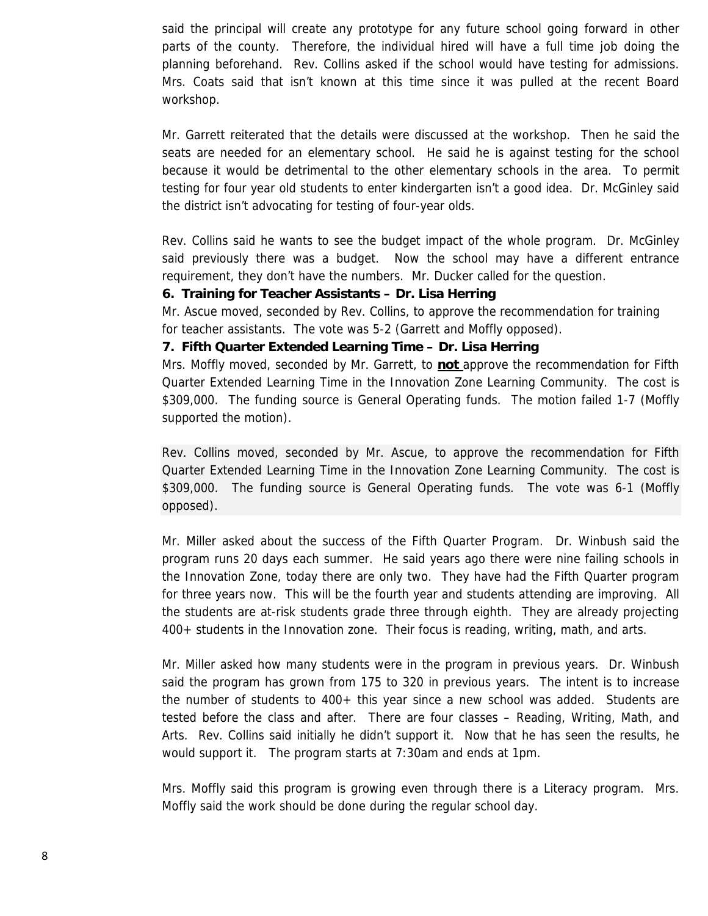said the principal will create any prototype for any future school going forward in other parts of the county. Therefore, the individual hired will have a full time job doing the planning beforehand. Rev. Collins asked if the school would have testing for admissions. Mrs. Coats said that isn't known at this time since it was pulled at the recent Board workshop.

Mr. Garrett reiterated that the details were discussed at the workshop. Then he said the seats are needed for an elementary school. He said he is against testing for the school because it would be detrimental to the other elementary schools in the area. To permit testing for four year old students to enter kindergarten isn't a good idea. Dr. McGinley said the district isn't advocating for testing of four-year olds.

Rev. Collins said he wants to see the budget impact of the whole program. Dr. McGinley said previously there was a budget. Now the school may have a different entrance requirement, they don't have the numbers. Mr. Ducker called for the question.

**6. Training for Teacher Assistants – Dr. Lisa Herring**

Mr. Ascue moved, seconded by Rev. Collins, to approve the recommendation for training for teacher assistants. The vote was 5-2 (Garrett and Moffly opposed).

**7. Fifth Quarter Extended Learning Time – Dr. Lisa Herring**

Mrs. Moffly moved, seconded by Mr. Garrett, to **not** approve the recommendation for Fifth Quarter Extended Learning Time in the Innovation Zone Learning Community. The cost is \$309,000. The funding source is General Operating funds. The motion failed 1-7 (Moffly supported the motion).

Rev. Collins moved, seconded by Mr. Ascue, to approve the recommendation for Fifth Quarter Extended Learning Time in the Innovation Zone Learning Community. The cost is \$309,000. The funding source is General Operating funds. The vote was 6-1 (Moffly opposed).

Mr. Miller asked about the success of the Fifth Quarter Program. Dr. Winbush said the program runs 20 days each summer. He said years ago there were nine failing schools in the Innovation Zone, today there are only two. They have had the Fifth Quarter program for three years now. This will be the fourth year and students attending are improving. All the students are at-risk students grade three through eighth. They are already projecting 400+ students in the Innovation zone. Their focus is reading, writing, math, and arts.

Mr. Miller asked how many students were in the program in previous years. Dr. Winbush said the program has grown from 175 to 320 in previous years. The intent is to increase the number of students to 400+ this year since a new school was added. Students are tested before the class and after. There are four classes – Reading, Writing, Math, and Arts. Rev. Collins said initially he didn't support it. Now that he has seen the results, he would support it. The program starts at 7:30am and ends at 1pm.

Mrs. Moffly said this program is growing even through there is a Literacy program. Mrs. Moffly said the work should be done during the regular school day.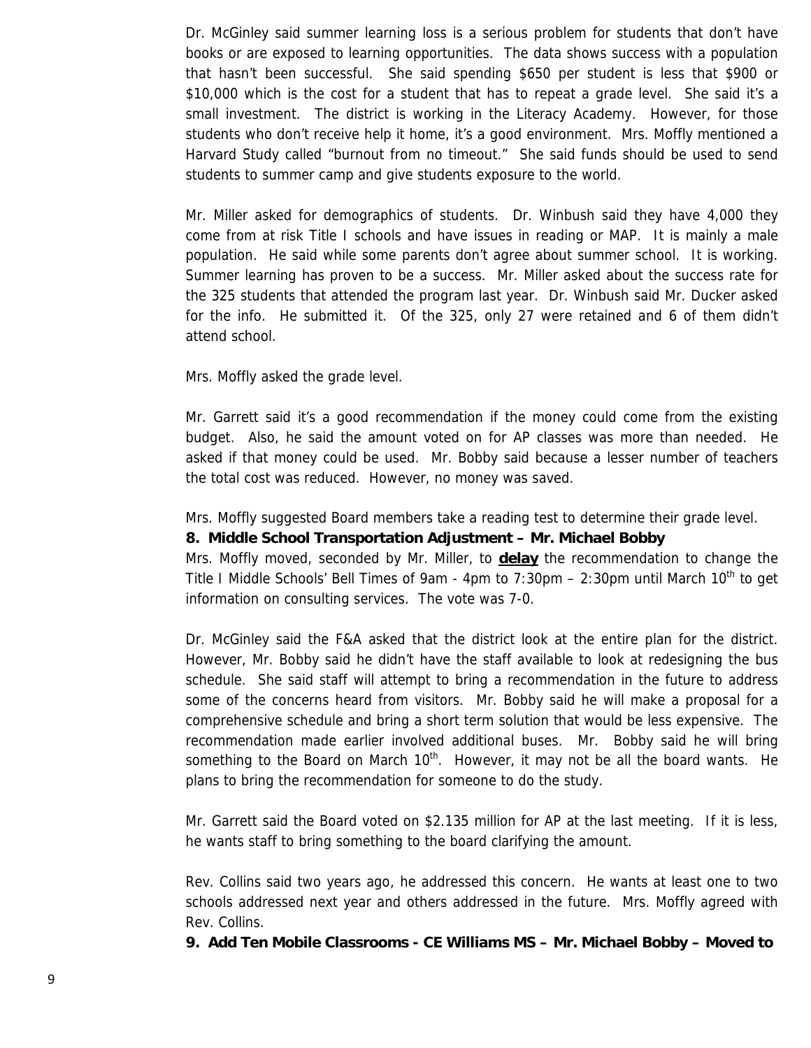Dr. McGinley said summer learning loss is a serious problem for students that don't have books or are exposed to learning opportunities. The data shows success with a population that hasn't been successful. She said spending $650 per student is less that $900 or $10,000 which is the cost for a student that has to repeat a grade level. She said it's a small investment. The district is working in the Literacy Academy. However, for those students who don't receive help it home, it's a good environment. Mrs. Moffly mentioned a Harvard Study called "burnout from no timeout." She said funds should be used to send students to summer camp and give students exposure to the world.

Mr. Miller asked for demographics of students. Dr. Winbush said they have 4,000 they come from at risk Title I schools and have issues in reading or MAP. It is mainly a male population. He said while some parents don't agree about summer school. It is working. Summer learning has proven to be a success. Mr. Miller asked about the success rate for the 325 students that attended the program last year. Dr. Winbush said Mr. Ducker asked for the info. He submitted it. Of the 325, only 27 were retained and 6 of them didn't attend school.

Mrs. Moffly asked the grade level.

Mr. Garrett said it's a good recommendation if the money could come from the existing budget. Also, he said the amount voted on for AP classes was more than needed. He asked if that money could be used. Mr. Bobby said because a lesser number of teachers the total cost was reduced. However, no money was saved.

Mrs. Moffly suggested Board members take a reading test to determine their grade level.

**8. Middle School Transportation Adjustment – Mr. Michael Bobby**

Mrs. Moffly moved, seconded by Mr. Miller, to **delay** the recommendation to change the Title I Middle Schools' Bell Times of 9am - 4pm to 7:30pm – 2:30pm until March 10th to get information on consulting services. The vote was 7-0.

Dr. McGinley said the F&A asked that the district look at the entire plan for the district. However, Mr. Bobby said he didn't have the staff available to look at redesigning the bus schedule. She said staff will attempt to bring a recommendation in the future to address some of the concerns heard from visitors. Mr. Bobby said he will make a proposal for a comprehensive schedule and bring a short term solution that would be less expensive. The recommendation made earlier involved additional buses. Mr. Bobby said he will bring something to the Board on March 10th. However, it may not be all the board wants. He plans to bring the recommendation for someone to do the study.

Mr. Garrett said the Board voted on $2.135 million for AP at the last meeting. If it is less, he wants staff to bring something to the board clarifying the amount.

Rev. Collins said two years ago, he addressed this concern. He wants at least one to two schools addressed next year and others addressed in the future. Mrs. Moffly agreed with Rev. Collins.

**9. Add Ten Mobile Classrooms - CE Williams MS – Mr. Michael Bobby – Moved to**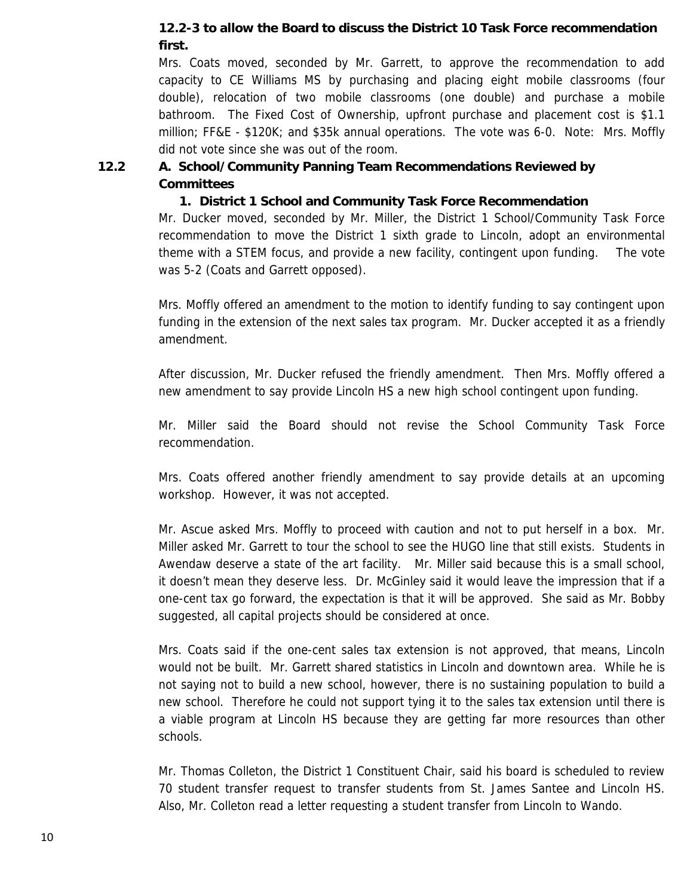**12.2-3 to allow the Board to discuss the District 10 Task Force recommendation first.**

Mrs. Coats moved, seconded by Mr. Garrett, to approve the recommendation to add capacity to CE Williams MS by purchasing and placing eight mobile classrooms (four double), relocation of two mobile classrooms (one double) and purchase a mobile bathroom. The Fixed Cost of Ownership, upfront purchase and placement cost is $1.1 million; FF&E - $120K; and $35k annual operations. The vote was 6-0. Note: Mrs. Moffly did not vote since she was out of the room.

**12.2 A. School/Community Panning Team Recommendations Reviewed by Committees**

**1. District 1 School and Community Task Force Recommendation**

Mr. Ducker moved, seconded by Mr. Miller, the District 1 School/Community Task Force recommendation to move the District 1 sixth grade to Lincoln, adopt an environmental theme with a STEM focus, and provide a new facility, contingent upon funding. The vote was 5-2 (Coats and Garrett opposed).

Mrs. Moffly offered an amendment to the motion to identify funding to say contingent upon funding in the extension of the next sales tax program. Mr. Ducker accepted it as a friendly amendment.

After discussion, Mr. Ducker refused the friendly amendment. Then Mrs. Moffly offered a new amendment to say provide Lincoln HS a new high school contingent upon funding.

Mr. Miller said the Board should not revise the School Community Task Force recommendation.

Mrs. Coats offered another friendly amendment to say provide details at an upcoming workshop. However, it was not accepted.

Mr. Ascue asked Mrs. Moffly to proceed with caution and not to put herself in a box. Mr. Miller asked Mr. Garrett to tour the school to see the HUGO line that still exists. Students in Awendaw deserve a state of the art facility. Mr. Miller said because this is a small school, it doesn't mean they deserve less. Dr. McGinley said it would leave the impression that if a one-cent tax go forward, the expectation is that it will be approved. She said as Mr. Bobby suggested, all capital projects should be considered at once.

Mrs. Coats said if the one-cent sales tax extension is not approved, that means, Lincoln would not be built. Mr. Garrett shared statistics in Lincoln and downtown area. While he is not saying not to build a new school, however, there is no sustaining population to build a new school. Therefore he could not support tying it to the sales tax extension until there is a viable program at Lincoln HS because they are getting far more resources than other schools.

Mr. Thomas Colleton, the District 1 Constituent Chair, said his board is scheduled to review 70 student transfer request to transfer students from St. James Santee and Lincoln HS. Also, Mr. Colleton read a letter requesting a student transfer from Lincoln to Wando.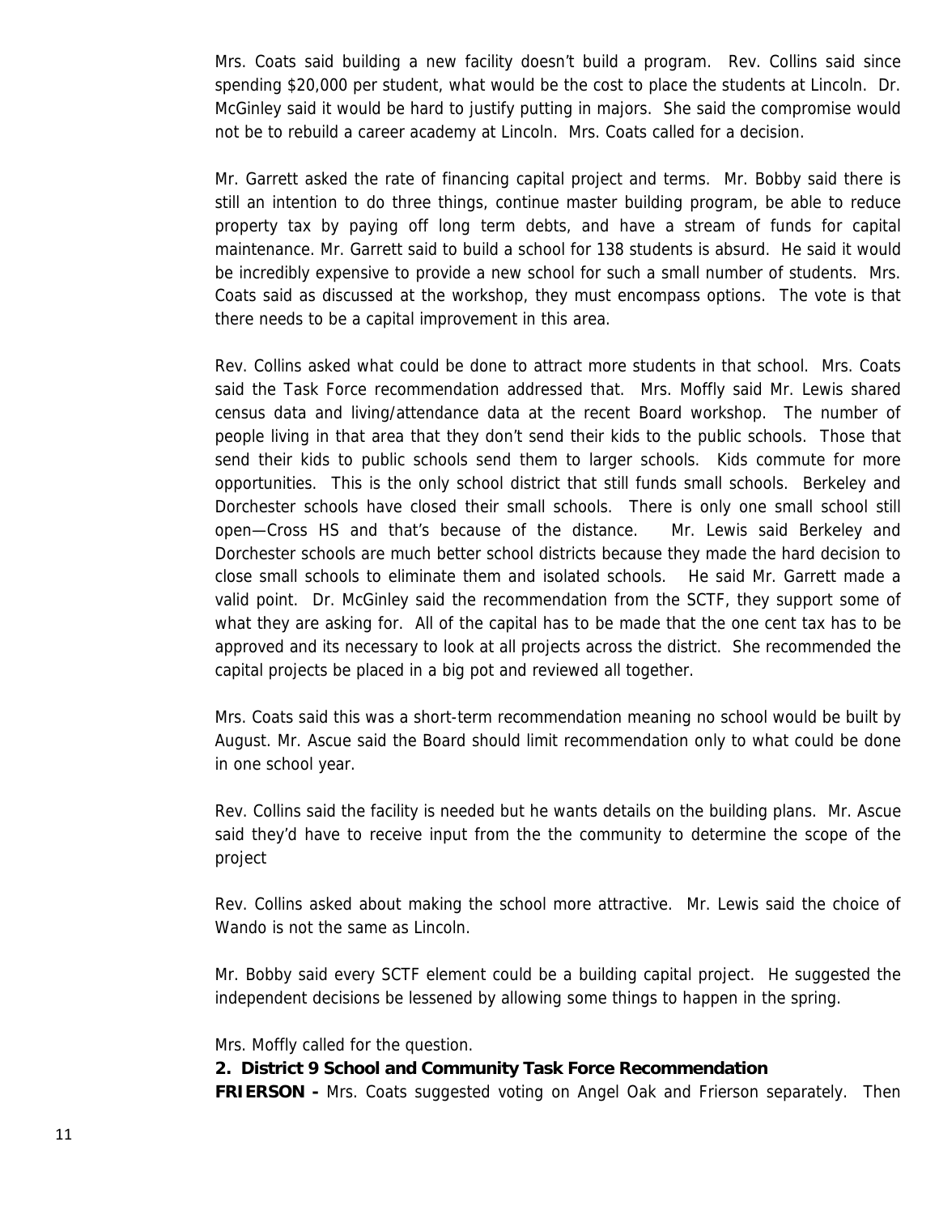Mrs. Coats said building a new facility doesn't build a program. Rev. Collins said since spending $20,000 per student, what would be the cost to place the students at Lincoln. Dr. McGinley said it would be hard to justify putting in majors. She said the compromise would not be to rebuild a career academy at Lincoln. Mrs. Coats called for a decision.

Mr. Garrett asked the rate of financing capital project and terms. Mr. Bobby said there is still an intention to do three things, continue master building program, be able to reduce property tax by paying off long term debts, and have a stream of funds for capital maintenance. Mr. Garrett said to build a school for 138 students is absurd. He said it would be incredibly expensive to provide a new school for such a small number of students. Mrs. Coats said as discussed at the workshop, they must encompass options. The vote is that there needs to be a capital improvement in this area.

Rev. Collins asked what could be done to attract more students in that school. Mrs. Coats said the Task Force recommendation addressed that. Mrs. Moffly said Mr. Lewis shared census data and living/attendance data at the recent Board workshop. The number of people living in that area that they don't send their kids to the public schools. Those that send their kids to public schools send them to larger schools. Kids commute for more opportunities. This is the only school district that still funds small schools. Berkeley and Dorchester schools have closed their small schools. There is only one small school still open—Cross HS and that's because of the distance. Mr. Lewis said Berkeley and Dorchester schools are much better school districts because they made the hard decision to close small schools to eliminate them and isolated schools. He said Mr. Garrett made a valid point. Dr. McGinley said the recommendation from the SCTF, they support some of what they are asking for. All of the capital has to be made that the one cent tax has to be approved and its necessary to look at all projects across the district. She recommended the capital projects be placed in a big pot and reviewed all together.

Mrs. Coats said this was a short-term recommendation meaning no school would be built by August. Mr. Ascue said the Board should limit recommendation only to what could be done in one school year.

Rev. Collins said the facility is needed but he wants details on the building plans. Mr. Ascue said they'd have to receive input from the the community to determine the scope of the project

Rev. Collins asked about making the school more attractive. Mr. Lewis said the choice of Wando is not the same as Lincoln.

Mr. Bobby said every SCTF element could be a building capital project. He suggested the independent decisions be lessened by allowing some things to happen in the spring.

Mrs. Moffly called for the question.

**2. District 9 School and Community Task Force Recommendation**

**FRIERSON -** Mrs. Coats suggested voting on Angel Oak and Frierson separately. Then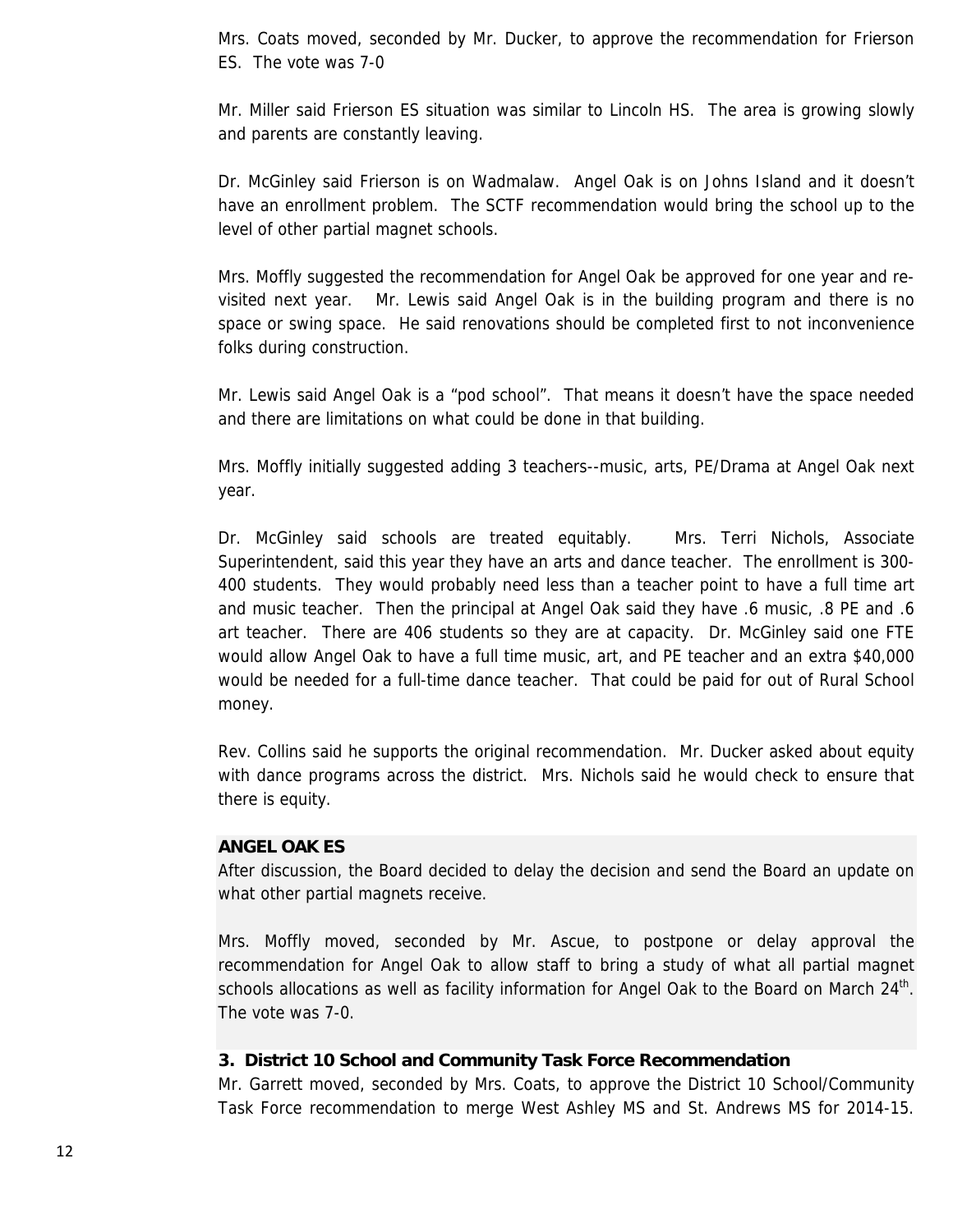Mrs. Coats moved, seconded by Mr. Ducker, to approve the recommendation for Frierson ES. The vote was 7-0

Mr. Miller said Frierson ES situation was similar to Lincoln HS. The area is growing slowly and parents are constantly leaving.

Dr. McGinley said Frierson is on Wadmalaw. Angel Oak is on Johns Island and it doesn't have an enrollment problem. The SCTF recommendation would bring the school up to the level of other partial magnet schools.

Mrs. Moffly suggested the recommendation for Angel Oak be approved for one year and re-visited next year. Mr. Lewis said Angel Oak is in the building program and there is no space or swing space. He said renovations should be completed first to not inconvenience folks during construction.

Mr. Lewis said Angel Oak is a "pod school". That means it doesn't have the space needed and there are limitations on what could be done in that building.

Mrs. Moffly initially suggested adding 3 teachers--music, arts, PE/Drama at Angel Oak next year.

Dr. McGinley said schools are treated equitably. Mrs. Terri Nichols, Associate Superintendent, said this year they have an arts and dance teacher. The enrollment is 300-400 students. They would probably need less than a teacher point to have a full time art and music teacher. Then the principal at Angel Oak said they have .6 music, .8 PE and .6 art teacher. There are 406 students so they are at capacity. Dr. McGinley said one FTE would allow Angel Oak to have a full time music, art, and PE teacher and an extra $40,000 would be needed for a full-time dance teacher. That could be paid for out of Rural School money.

Rev. Collins said he supports the original recommendation. Mr. Ducker asked about equity with dance programs across the district. Mrs. Nichols said he would check to ensure that there is equity.

**ANGEL OAK ES**

After discussion, the Board decided to delay the decision and send the Board an update on what other partial magnets receive.

Mrs. Moffly moved, seconded by Mr. Ascue, to postpone or delay approval the recommendation for Angel Oak to allow staff to bring a study of what all partial magnet schools allocations as well as facility information for Angel Oak to the Board on March 24th. The vote was 7-0.

**3. District 10 School and Community Task Force Recommendation**

Mr. Garrett moved, seconded by Mrs. Coats, to approve the District 10 School/Community Task Force recommendation to merge West Ashley MS and St. Andrews MS for 2014-15.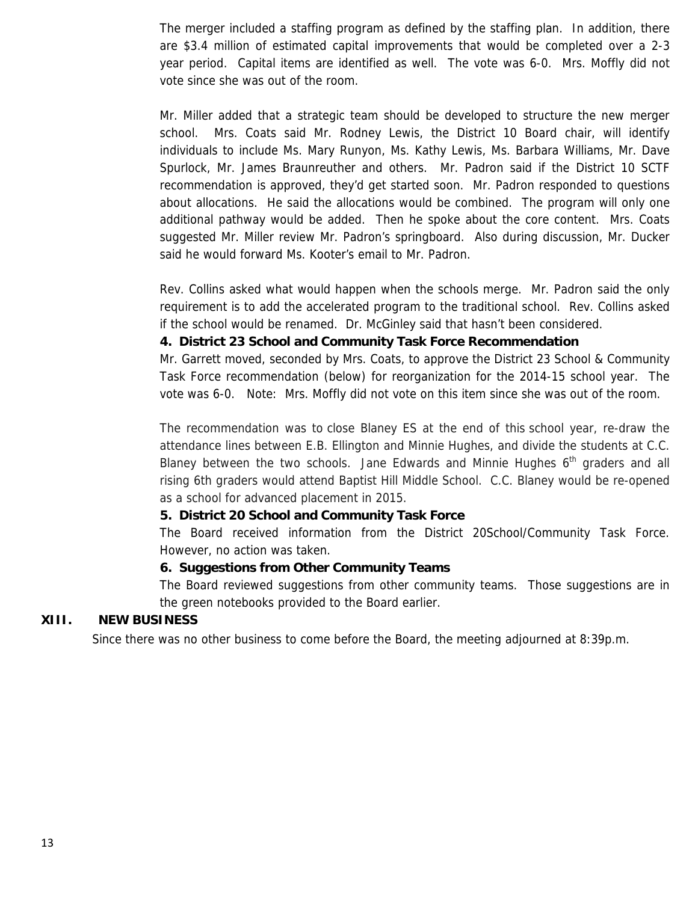The merger included a staffing program as defined by the staffing plan. In addition, there are $3.4 million of estimated capital improvements that would be completed over a 2-3 year period. Capital items are identified as well. The vote was 6-0. Mrs. Moffly did not vote since she was out of the room.

Mr. Miller added that a strategic team should be developed to structure the new merger school. Mrs. Coats said Mr. Rodney Lewis, the District 10 Board chair, will identify individuals to include Ms. Mary Runyon, Ms. Kathy Lewis, Ms. Barbara Williams, Mr. Dave Spurlock, Mr. James Braunreuther and others. Mr. Padron said if the District 10 SCTF recommendation is approved, they'd get started soon. Mr. Padron responded to questions about allocations. He said the allocations would be combined. The program will only one additional pathway would be added. Then he spoke about the core content. Mrs. Coats suggested Mr. Miller review Mr. Padron's springboard. Also during discussion, Mr. Ducker said he would forward Ms. Kooter's email to Mr. Padron.

Rev. Collins asked what would happen when the schools merge. Mr. Padron said the only requirement is to add the accelerated program to the traditional school. Rev. Collins asked if the school would be renamed. Dr. McGinley said that hasn't been considered.

**4. District 23 School and Community Task Force Recommendation**

Mr. Garrett moved, seconded by Mrs. Coats, to approve the District 23 School & Community Task Force recommendation (below) for reorganization for the 2014-15 school year. The vote was 6-0. Note: Mrs. Moffly did not vote on this item since she was out of the room.

The recommendation was to close Blaney ES at the end of this school year, re-draw the attendance lines between E.B. Ellington and Minnie Hughes, and divide the students at C.C. Blaney between the two schools. Jane Edwards and Minnie Hughes 6th graders and all rising 6th graders would attend Baptist Hill Middle School. C.C. Blaney would be re-opened as a school for advanced placement in 2015.

**5. District 20 School and Community Task Force**

The Board received information from the District 20School/Community Task Force. However, no action was taken.

**6. Suggestions from Other Community Teams**

The Board reviewed suggestions from other community teams. Those suggestions are in the green notebooks provided to the Board earlier.

## XIII. NEW BUSINESS

Since there was no other business to come before the Board, the meeting adjourned at 8:39p.m.